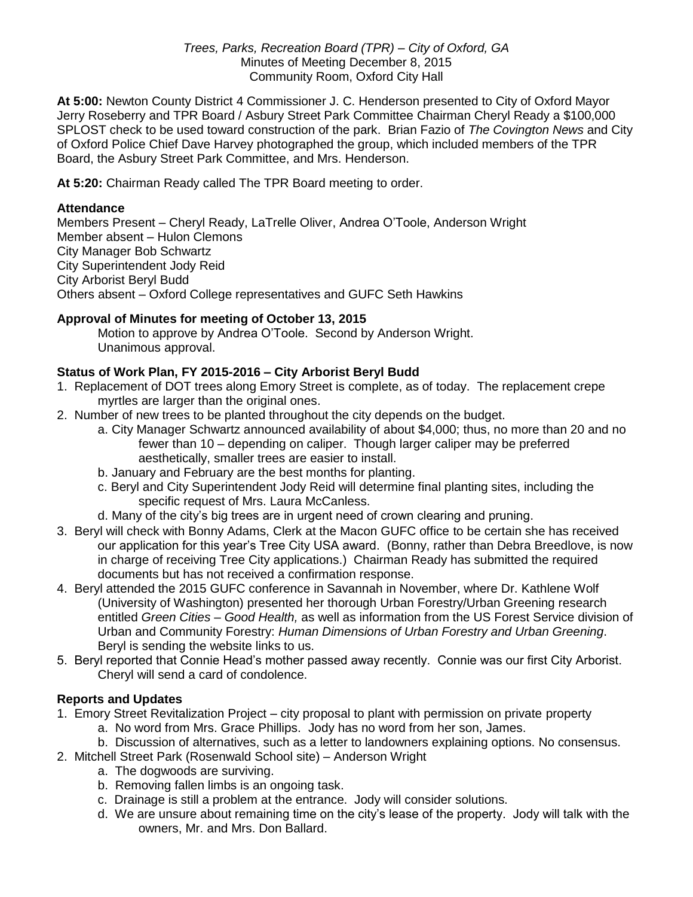*Trees, Parks, Recreation Board (TPR) – City of Oxford, GA*
Minutes of Meeting December 8, 2015
Community Room, Oxford City Hall

**At 5:00:** Newton County District 4 Commissioner J. C. Henderson presented to City of Oxford Mayor Jerry Roseberry and TPR Board / Asbury Street Park Committee Chairman Cheryl Ready a $100,000 SPLOST check to be used toward construction of the park. Brian Fazio of *The Covington News* and City of Oxford Police Chief Dave Harvey photographed the group, which included members of the TPR Board, the Asbury Street Park Committee, and Mrs. Henderson.

**At 5:20:** Chairman Ready called The TPR Board meeting to order.

**Attendance**

Members Present – Cheryl Ready, LaTrelle Oliver, Andrea O'Toole, Anderson Wright
Member absent – Hulon Clemons
City Manager Bob Schwartz
City Superintendent Jody Reid
City Arborist Beryl Budd
Others absent – Oxford College representatives and GUFC Seth Hawkins

**Approval of Minutes for meeting of October 13, 2015**

Motion to approve by Andrea O'Toole. Second by Anderson Wright.
Unanimous approval.

**Status of Work Plan, FY 2015-2016 – City Arborist Beryl Budd**

1. Replacement of DOT trees along Emory Street is complete, as of today. The replacement crepe myrtles are larger than the original ones.
2. Number of new trees to be planted throughout the city depends on the budget.
   a. City Manager Schwartz announced availability of about $4,000; thus, no more than 20 and no fewer than 10 – depending on caliper. Though larger caliper may be preferred aesthetically, smaller trees are easier to install.
   b. January and February are the best months for planting.
   c. Beryl and City Superintendent Jody Reid will determine final planting sites, including the specific request of Mrs. Laura McCanless.
   d. Many of the city's big trees are in urgent need of crown clearing and pruning.
3. Beryl will check with Bonny Adams, Clerk at the Macon GUFC office to be certain she has received our application for this year's Tree City USA award. (Bonny, rather than Debra Breedlove, is now in charge of receiving Tree City applications.) Chairman Ready has submitted the required documents but has not received a confirmation response.
4. Beryl attended the 2015 GUFC conference in Savannah in November, where Dr. Kathlene Wolf (University of Washington) presented her thorough Urban Forestry/Urban Greening research entitled *Green Cities – Good Health,* as well as information from the US Forest Service division of Urban and Community Forestry: *Human Dimensions of Urban Forestry and Urban Greening*. Beryl is sending the website links to us.
5. Beryl reported that Connie Head's mother passed away recently. Connie was our first City Arborist. Cheryl will send a card of condolence.

**Reports and Updates**

1. Emory Street Revitalization Project – city proposal to plant with permission on private property
   a. No word from Mrs. Grace Phillips. Jody has no word from her son, James.
   b. Discussion of alternatives, such as a letter to landowners explaining options. No consensus.
2. Mitchell Street Park (Rosenwald School site) – Anderson Wright
   a. The dogwoods are surviving.
   b. Removing fallen limbs is an ongoing task.
   c. Drainage is still a problem at the entrance. Jody will consider solutions.
   d. We are unsure about remaining time on the city's lease of the property. Jody will talk with the owners, Mr. and Mrs. Don Ballard.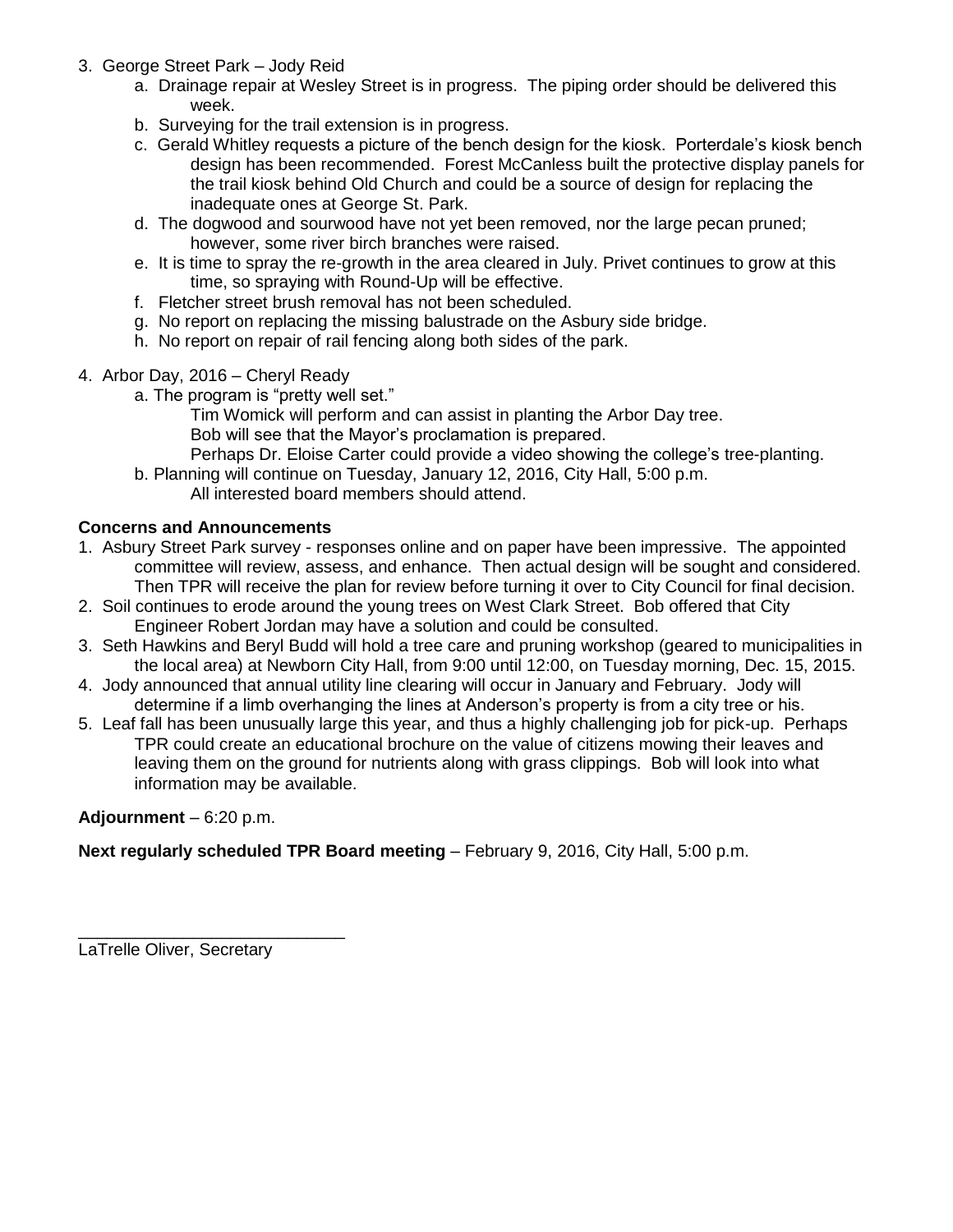3. George Street Park – Jody Reid
   a. Drainage repair at Wesley Street is in progress. The piping order should be delivered this week.
   b. Surveying for the trail extension is in progress.
   c. Gerald Whitley requests a picture of the bench design for the kiosk. Porterdale's kiosk bench design has been recommended. Forest McCanless built the protective display panels for the trail kiosk behind Old Church and could be a source of design for replacing the inadequate ones at George St. Park.
   d. The dogwood and sourwood have not yet been removed, nor the large pecan pruned; however, some river birch branches were raised.
   e. It is time to spray the re-growth in the area cleared in July. Privet continues to grow at this time, so spraying with Round-Up will be effective.
   f. Fletcher street brush removal has not been scheduled.
   g. No report on replacing the missing balustrade on the Asbury side bridge.
   h. No report on repair of rail fencing along both sides of the park.

4. Arbor Day, 2016 – Cheryl Ready
   a. The program is "pretty well set."
      Tim Womick will perform and can assist in planting the Arbor Day tree.
      Bob will see that the Mayor's proclamation is prepared.
      Perhaps Dr. Eloise Carter could provide a video showing the college's tree-planting.
   b. Planning will continue on Tuesday, January 12, 2016, City Hall, 5:00 p.m.
      All interested board members should attend.

**Concerns and Announcements**

1. Asbury Street Park survey - responses online and on paper have been impressive. The appointed committee will review, assess, and enhance. Then actual design will be sought and considered. Then TPR will receive the plan for review before turning it over to City Council for final decision.
2. Soil continues to erode around the young trees on West Clark Street. Bob offered that City Engineer Robert Jordan may have a solution and could be consulted.
3. Seth Hawkins and Beryl Budd will hold a tree care and pruning workshop (geared to municipalities in the local area) at Newborn City Hall, from 9:00 until 12:00, on Tuesday morning, Dec. 15, 2015.
4. Jody announced that annual utility line clearing will occur in January and February. Jody will determine if a limb overhanging the lines at Anderson's property is from a city tree or his.
5. Leaf fall has been unusually large this year, and thus a highly challenging job for pick-up. Perhaps TPR could create an educational brochure on the value of citizens mowing their leaves and leaving them on the ground for nutrients along with grass clippings. Bob will look into what information may be available.

**Adjournment** – 6:20 p.m.

**Next regularly scheduled TPR Board meeting** – February 9, 2016, City Hall, 5:00 p.m.

\_\_\_\_\_\_\_\_\_\_\_\_\_\_\_\_\_\_\_\_\_\_\_\_\_\_\_\_\_\_
LaTrelle Oliver, Secretary